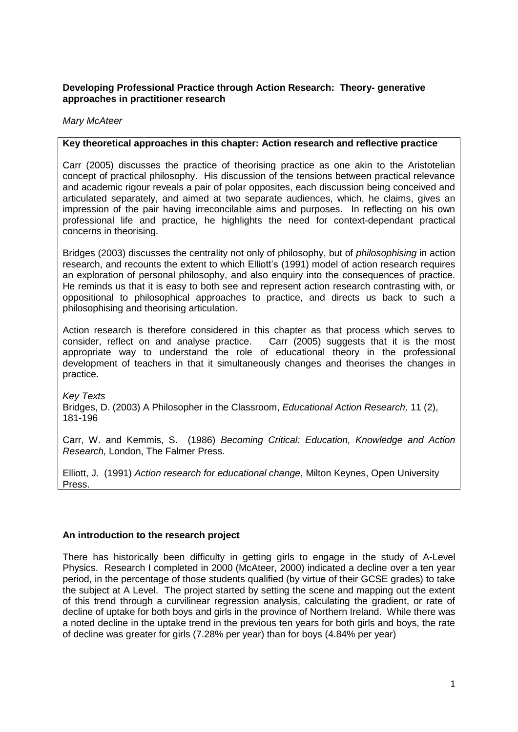**Developing Professional Practice through Action Research: Theory- generative approaches in practitioner research**

*Mary McAteer*

**Key theoretical approaches in this chapter: Action research and reflective practice**

Carr (2005) discusses the practice of theorising practice as one akin to the Aristotelian concept of practical philosophy. His discussion of the tensions between practical relevance and academic rigour reveals a pair of polar opposites, each discussion being conceived and articulated separately, and aimed at two separate audiences, which, he claims, gives an impression of the pair having irreconcilable aims and purposes. In reflecting on his own professional life and practice, he highlights the need for context-dependant practical concerns in theorising.

Bridges (2003) discusses the centrality not only of philosophy, but of *philosophising* in action research, and recounts the extent to which Elliott's (1991) model of action research requires an exploration of personal philosophy, and also enquiry into the consequences of practice. He reminds us that it is easy to both see and represent action research contrasting with, or oppositional to philosophical approaches to practice, and directs us back to such a philosophising and theorising articulation.

Action research is therefore considered in this chapter as that process which serves to consider, reflect on and analyse practice. Carr (2005) suggests that it is the most appropriate way to understand the role of educational theory in the professional development of teachers in that it simultaneously changes and theorises the changes in practice.

*Key Texts*

Bridges, D. (2003) A Philosopher in the Classroom, *Educational Action Research,* 11 (2), 181-196

Carr, W. and Kemmis, S. (1986) *Becoming Critical: Education, Knowledge and Action Research,* London, The Falmer Press.

Elliott, J. (1991) *Action research for educational change*, Milton Keynes, Open University Press.

**An introduction to the research project**

There has historically been difficulty in getting girls to engage in the study of A-Level Physics. Research I completed in 2000 (McAteer, 2000) indicated a decline over a ten year period, in the percentage of those students qualified (by virtue of their GCSE grades) to take the subject at A Level. The project started by setting the scene and mapping out the extent of this trend through a curvilinear regression analysis, calculating the gradient, or rate of decline of uptake for both boys and girls in the province of Northern Ireland. While there was a noted decline in the uptake trend in the previous ten years for both girls and boys, the rate of decline was greater for girls (7.28% per year) than for boys (4.84% per year)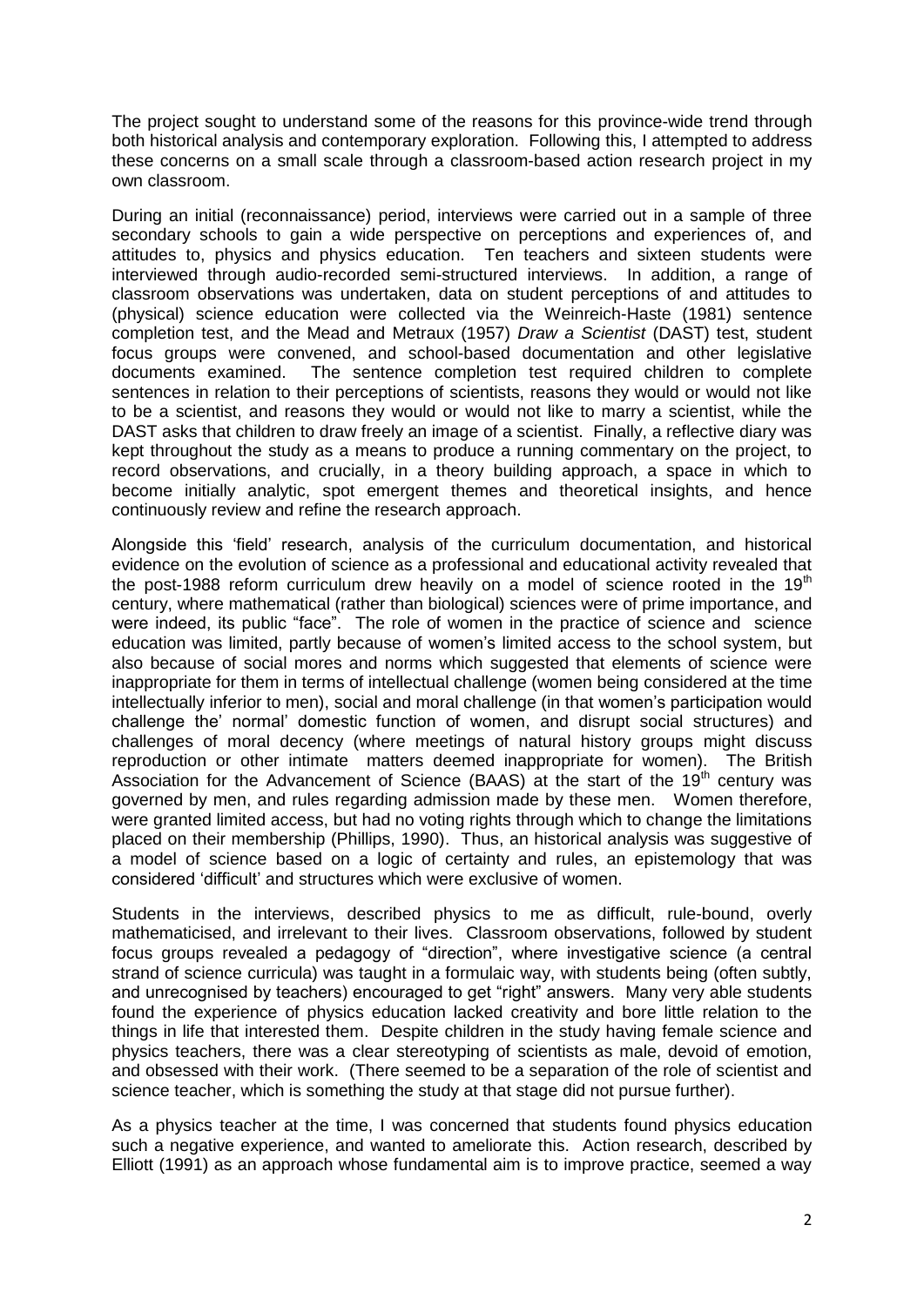The project sought to understand some of the reasons for this province-wide trend through both historical analysis and contemporary exploration. Following this, I attempted to address these concerns on a small scale through a classroom-based action research project in my own classroom.

During an initial (reconnaissance) period, interviews were carried out in a sample of three secondary schools to gain a wide perspective on perceptions and experiences of, and attitudes to, physics and physics education. Ten teachers and sixteen students were interviewed through audio-recorded semi-structured interviews. In addition, a range of classroom observations was undertaken, data on student perceptions of and attitudes to (physical) science education were collected via the Weinreich-Haste (1981) sentence completion test, and the Mead and Metraux (1957) *Draw a Scientist* (DAST) test, student focus groups were convened, and school-based documentation and other legislative documents examined. The sentence completion test required children to complete sentences in relation to their perceptions of scientists, reasons they would or would not like to be a scientist, and reasons they would or would not like to marry a scientist, while the DAST asks that children to draw freely an image of a scientist. Finally, a reflective diary was kept throughout the study as a means to produce a running commentary on the project, to record observations, and crucially, in a theory building approach, a space in which to become initially analytic, spot emergent themes and theoretical insights, and hence continuously review and refine the research approach.

Alongside this 'field' research, analysis of the curriculum documentation, and historical evidence on the evolution of science as a professional and educational activity revealed that the post-1988 reform curriculum drew heavily on a model of science rooted in the 19th century, where mathematical (rather than biological) sciences were of prime importance, and were indeed, its public "face". The role of women in the practice of science and science education was limited, partly because of women's limited access to the school system, but also because of social mores and norms which suggested that elements of science were inappropriate for them in terms of intellectual challenge (women being considered at the time intellectually inferior to men), social and moral challenge (in that women's participation would challenge the' normal' domestic function of women, and disrupt social structures) and challenges of moral decency (where meetings of natural history groups might discuss reproduction or other intimate matters deemed inappropriate for women). The British Association for the Advancement of Science (BAAS) at the start of the 19th century was governed by men, and rules regarding admission made by these men. Women therefore, were granted limited access, but had no voting rights through which to change the limitations placed on their membership (Phillips, 1990). Thus, an historical analysis was suggestive of a model of science based on a logic of certainty and rules, an epistemology that was considered 'difficult' and structures which were exclusive of women.

Students in the interviews, described physics to me as difficult, rule-bound, overly mathematicised, and irrelevant to their lives. Classroom observations, followed by student focus groups revealed a pedagogy of "direction", where investigative science (a central strand of science curricula) was taught in a formulaic way, with students being (often subtly, and unrecognised by teachers) encouraged to get "right" answers. Many very able students found the experience of physics education lacked creativity and bore little relation to the things in life that interested them. Despite children in the study having female science and physics teachers, there was a clear stereotyping of scientists as male, devoid of emotion, and obsessed with their work. (There seemed to be a separation of the role of scientist and science teacher, which is something the study at that stage did not pursue further).

As a physics teacher at the time, I was concerned that students found physics education such a negative experience, and wanted to ameliorate this. Action research, described by Elliott (1991) as an approach whose fundamental aim is to improve practice, seemed a way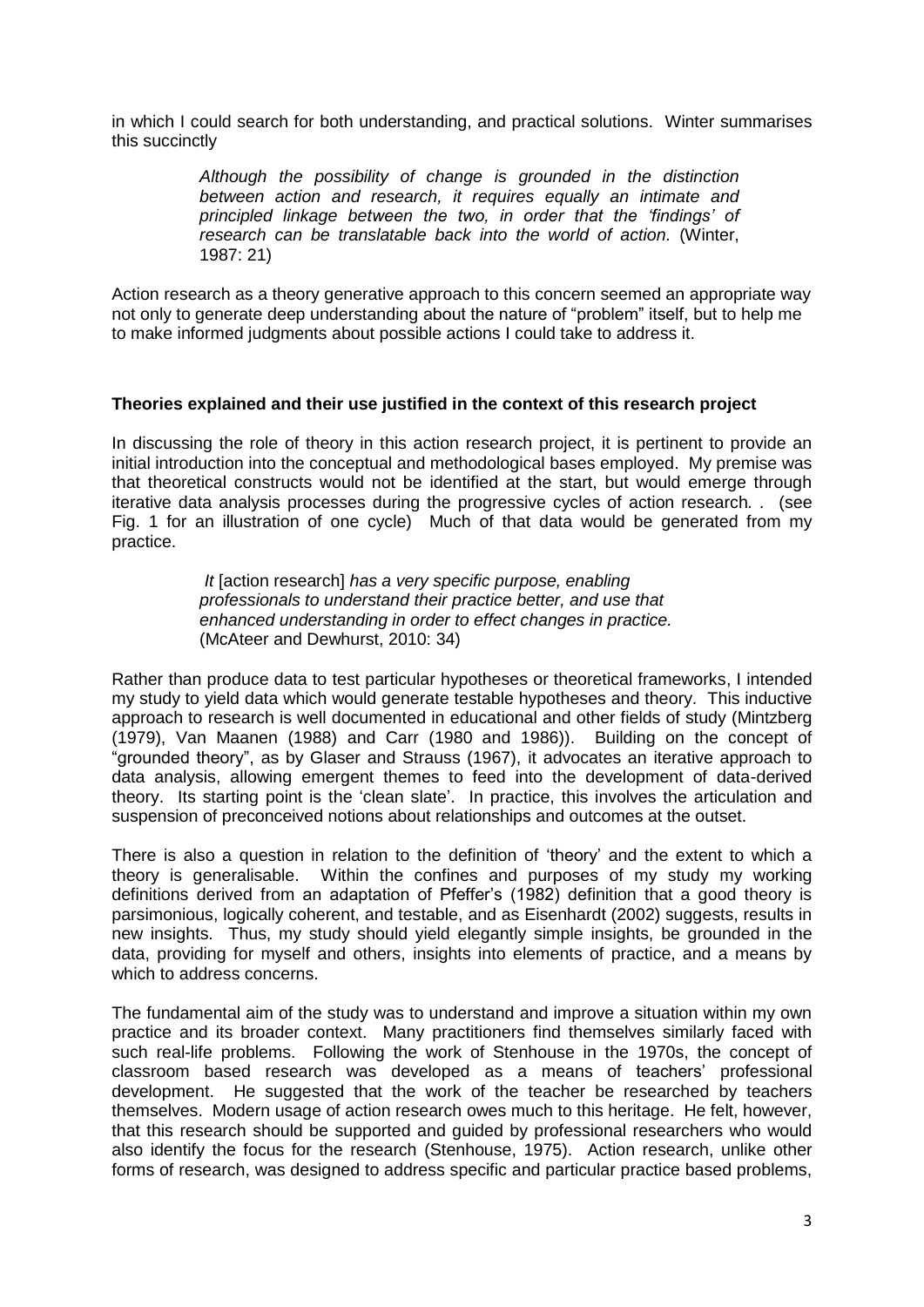in which I could search for both understanding, and practical solutions. Winter summarises this succinctly

> *Although the possibility of change is grounded in the distinction between action and research, it requires equally an intimate and principled linkage between the two, in order that the 'findings' of research can be translatable back into the world of action.* (Winter, 1987: 21)

Action research as a theory generative approach to this concern seemed an appropriate way not only to generate deep understanding about the nature of "problem" itself, but to help me to make informed judgments about possible actions I could take to address it.

**Theories explained and their use justified in the context of this research project**

In discussing the role of theory in this action research project, it is pertinent to provide an initial introduction into the conceptual and methodological bases employed. My premise was that theoretical constructs would not be identified at the start, but would emerge through iterative data analysis processes during the progressive cycles of action research. . (see Fig. 1 for an illustration of one cycle) Much of that data would be generated from my practice.

> *It* [action research] *has a very specific purpose, enabling professionals to understand their practice better, and use that enhanced understanding in order to effect changes in practice.* (McAteer and Dewhurst, 2010: 34)

Rather than produce data to test particular hypotheses or theoretical frameworks, I intended my study to yield data which would generate testable hypotheses and theory. This inductive approach to research is well documented in educational and other fields of study (Mintzberg (1979), Van Maanen (1988) and Carr (1980 and 1986)). Building on the concept of "grounded theory", as by Glaser and Strauss (1967), it advocates an iterative approach to data analysis, allowing emergent themes to feed into the development of data-derived theory. Its starting point is the 'clean slate'. In practice, this involves the articulation and suspension of preconceived notions about relationships and outcomes at the outset.

There is also a question in relation to the definition of 'theory' and the extent to which a theory is generalisable. Within the confines and purposes of my study my working definitions derived from an adaptation of Pfeffer's (1982) definition that a good theory is parsimonious, logically coherent, and testable, and as Eisenhardt (2002) suggests, results in new insights. Thus, my study should yield elegantly simple insights, be grounded in the data, providing for myself and others, insights into elements of practice, and a means by which to address concerns.

The fundamental aim of the study was to understand and improve a situation within my own practice and its broader context. Many practitioners find themselves similarly faced with such real-life problems. Following the work of Stenhouse in the 1970s, the concept of classroom based research was developed as a means of teachers' professional development. He suggested that the work of the teacher be researched by teachers themselves. Modern usage of action research owes much to this heritage. He felt, however, that this research should be supported and guided by professional researchers who would also identify the focus for the research (Stenhouse, 1975). Action research, unlike other forms of research, was designed to address specific and particular practice based problems,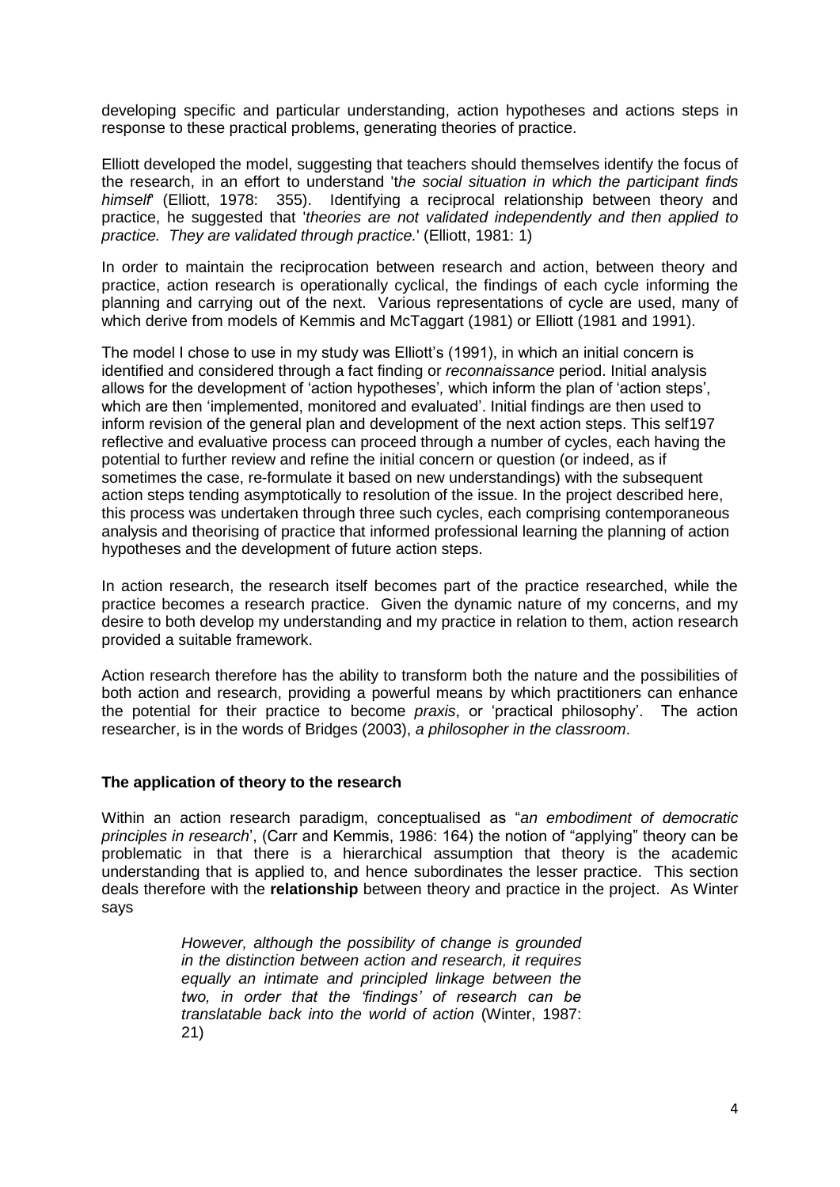developing specific and particular understanding, action hypotheses and actions steps in response to these practical problems, generating theories of practice.

Elliott developed the model, suggesting that teachers should themselves identify the focus of the research, in an effort to understand '*the social situation in which the participant finds himself*' (Elliott, 1978: 355). Identifying a reciprocal relationship between theory and practice, he suggested that '*theories are not validated independently and then applied to practice. They are validated through practice.*' (Elliott, 1981: 1)

In order to maintain the reciprocation between research and action, between theory and practice, action research is operationally cyclical, the findings of each cycle informing the planning and carrying out of the next. Various representations of cycle are used, many of which derive from models of Kemmis and McTaggart (1981) or Elliott (1981 and 1991).

The model I chose to use in my study was Elliott's (1991), in which an initial concern is identified and considered through a fact finding or *reconnaissance* period. Initial analysis allows for the development of 'action hypotheses'*,* which inform the plan of 'action steps', which are then 'implemented, monitored and evaluated'. Initial findings are then used to inform revision of the general plan and development of the next action steps. This self197 reflective and evaluative process can proceed through a number of cycles, each having the potential to further review and refine the initial concern or question (or indeed, as if sometimes the case, re-formulate it based on new understandings) with the subsequent action steps tending asymptotically to resolution of the issue. In the project described here, this process was undertaken through three such cycles, each comprising contemporaneous analysis and theorising of practice that informed professional learning the planning of action hypotheses and the development of future action steps.

In action research, the research itself becomes part of the practice researched, while the practice becomes a research practice. Given the dynamic nature of my concerns, and my desire to both develop my understanding and my practice in relation to them, action research provided a suitable framework.

Action research therefore has the ability to transform both the nature and the possibilities of both action and research, providing a powerful means by which practitioners can enhance the potential for their practice to become *praxis*, or 'practical philosophy'. The action researcher, is in the words of Bridges (2003), *a philosopher in the classroom*.

**The application of theory to the research**

Within an action research paradigm, conceptualised as "*an embodiment of democratic principles in research*', (Carr and Kemmis, 1986: 164) the notion of "applying" theory can be problematic in that there is a hierarchical assumption that theory is the academic understanding that is applied to, and hence subordinates the lesser practice. This section deals therefore with the **relationship** between theory and practice in the project. As Winter says

> *However, although the possibility of change is grounded in the distinction between action and research, it requires equally an intimate and principled linkage between the two, in order that the 'findings' of research can be translatable back into the world of action* (Winter, 1987: 21)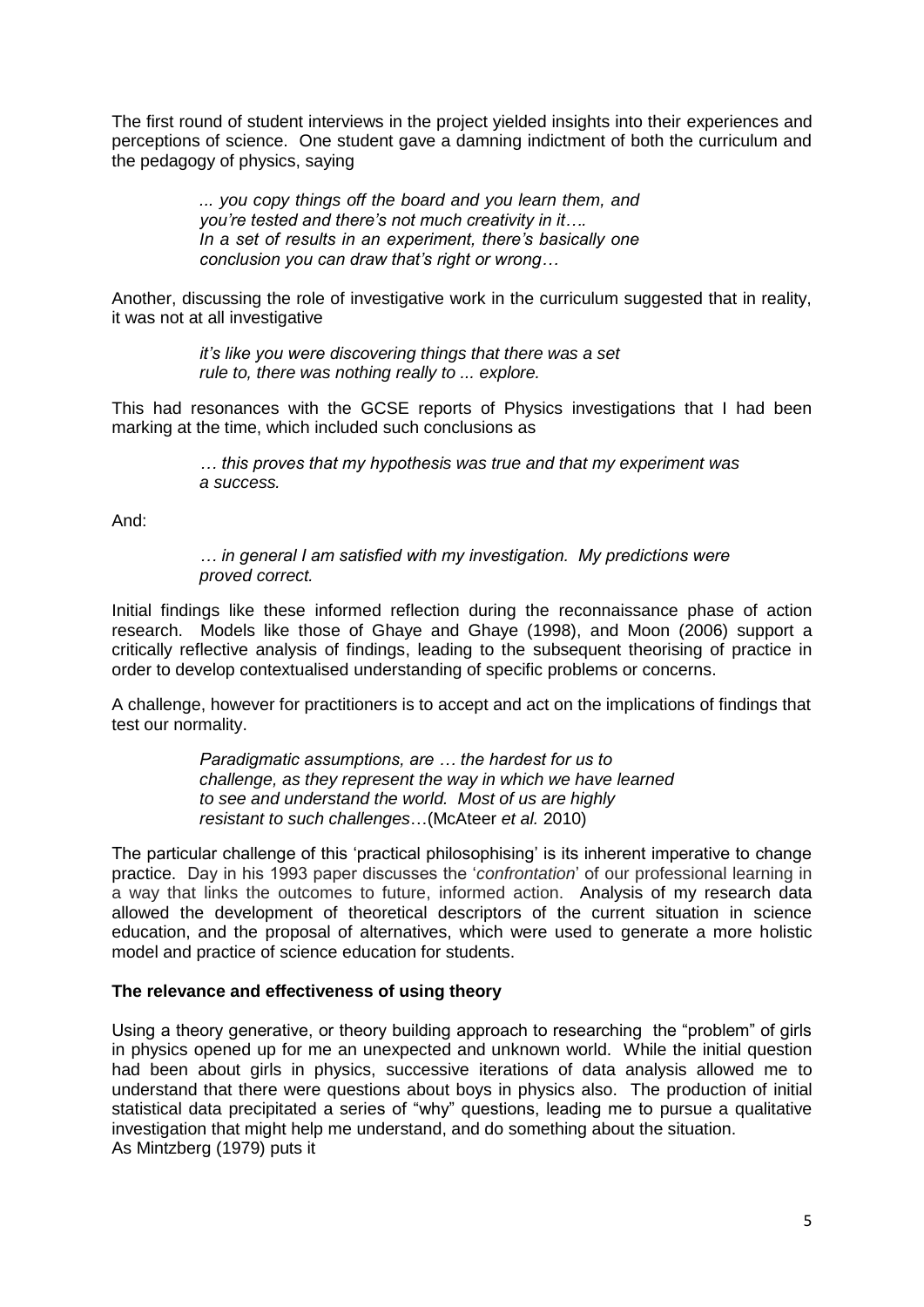The first round of student interviews in the project yielded insights into their experiences and perceptions of science. One student gave a damning indictment of both the curriculum and the pedagogy of physics, saying

> *... you copy things off the board and you learn them, and you're tested and there's not much creativity in it…. In a set of results in an experiment, there's basically one conclusion you can draw that's right or wrong…*

Another, discussing the role of investigative work in the curriculum suggested that in reality, it was not at all investigative

> *it's like you were discovering things that there was a set rule to, there was nothing really to ... explore.*

This had resonances with the GCSE reports of Physics investigations that I had been marking at the time, which included such conclusions as

> *… this proves that my hypothesis was true and that my experiment was a success.*

And:

> *… in general I am satisfied with my investigation. My predictions were proved correct.*

Initial findings like these informed reflection during the reconnaissance phase of action research. Models like those of Ghaye and Ghaye (1998), and Moon (2006) support a critically reflective analysis of findings, leading to the subsequent theorising of practice in order to develop contextualised understanding of specific problems or concerns.

A challenge, however for practitioners is to accept and act on the implications of findings that test our normality.

> *Paradigmatic assumptions, are … the hardest for us to challenge, as they represent the way in which we have learned to see and understand the world. Most of us are highly resistant to such challenges*…(McAteer *et al.* 2010)

The particular challenge of this 'practical philosophising' is its inherent imperative to change practice. Day in his 1993 paper discusses the '*confrontation*' of our professional learning in a way that links the outcomes to future, informed action. Analysis of my research data allowed the development of theoretical descriptors of the current situation in science education, and the proposal of alternatives, which were used to generate a more holistic model and practice of science education for students.

**The relevance and effectiveness of using theory**

Using a theory generative, or theory building approach to researching the "problem" of girls in physics opened up for me an unexpected and unknown world. While the initial question had been about girls in physics, successive iterations of data analysis allowed me to understand that there were questions about boys in physics also. The production of initial statistical data precipitated a series of "why" questions, leading me to pursue a qualitative investigation that might help me understand, and do something about the situation.
As Mintzberg (1979) puts it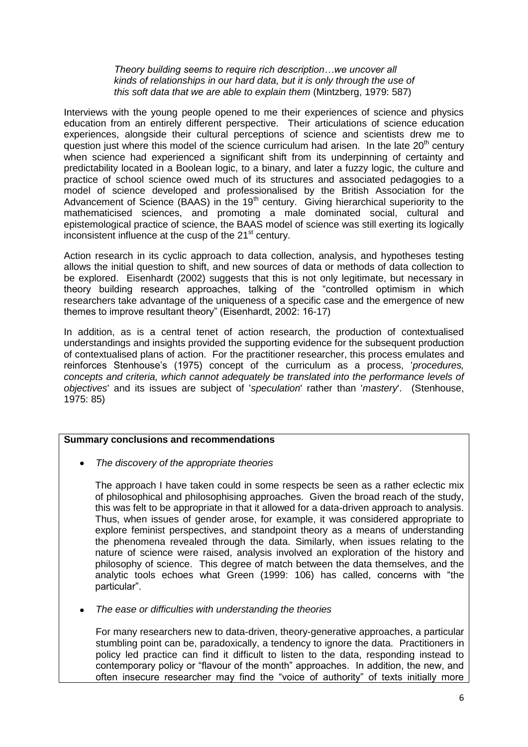> *Theory building seems to require rich description…we uncover all kinds of relationships in our hard data, but it is only through the use of this soft data that we are able to explain them* (Mintzberg, 1979: 587)

Interviews with the young people opened to me their experiences of science and physics education from an entirely different perspective. Their articulations of science education experiences, alongside their cultural perceptions of science and scientists drew me to question just where this model of the science curriculum had arisen. In the late 20th century when science had experienced a significant shift from its underpinning of certainty and predictability located in a Boolean logic, to a binary, and later a fuzzy logic, the culture and practice of school science owed much of its structures and associated pedagogies to a model of science developed and professionalised by the British Association for the Advancement of Science (BAAS) in the 19th century. Giving hierarchical superiority to the mathematicised sciences, and promoting a male dominated social, cultural and epistemological practice of science, the BAAS model of science was still exerting its logically inconsistent influence at the cusp of the 21st century.

Action research in its cyclic approach to data collection, analysis, and hypotheses testing allows the initial question to shift, and new sources of data or methods of data collection to be explored. Eisenhardt (2002) suggests that this is not only legitimate, but necessary in theory building research approaches, talking of the "controlled optimism in which researchers take advantage of the uniqueness of a specific case and the emergence of new themes to improve resultant theory" (Eisenhardt, 2002: 16-17)

In addition, as is a central tenet of action research, the production of contextualised understandings and insights provided the supporting evidence for the subsequent production of contextualised plans of action. For the practitioner researcher, this process emulates and reinforces Stenhouse's (1975) concept of the curriculum as a process, '*procedures, concepts and criteria, which cannot adequately be translated into the performance levels of objectives*' and its issues are subject of '*speculation*' rather than '*mastery*'. (Stenhouse, 1975: 85)

**Summary conclusions and recommendations**

- *The discovery of the appropriate theories*

  The approach I have taken could in some respects be seen as a rather eclectic mix of philosophical and philosophising approaches. Given the broad reach of the study, this was felt to be appropriate in that it allowed for a data-driven approach to analysis. Thus, when issues of gender arose, for example, it was considered appropriate to explore feminist perspectives, and standpoint theory as a means of understanding the phenomena revealed through the data. Similarly, when issues relating to the nature of science were raised, analysis involved an exploration of the history and philosophy of science. This degree of match between the data themselves, and the analytic tools echoes what Green (1999: 106) has called, concerns with "the particular".

- *The ease or difficulties with understanding the theories*

  For many researchers new to data-driven, theory-generative approaches, a particular stumbling point can be, paradoxically, a tendency to ignore the data. Practitioners in policy led practice can find it difficult to listen to the data, responding instead to contemporary policy or "flavour of the month" approaches. In addition, the new, and often insecure researcher may find the "voice of authority" of texts initially more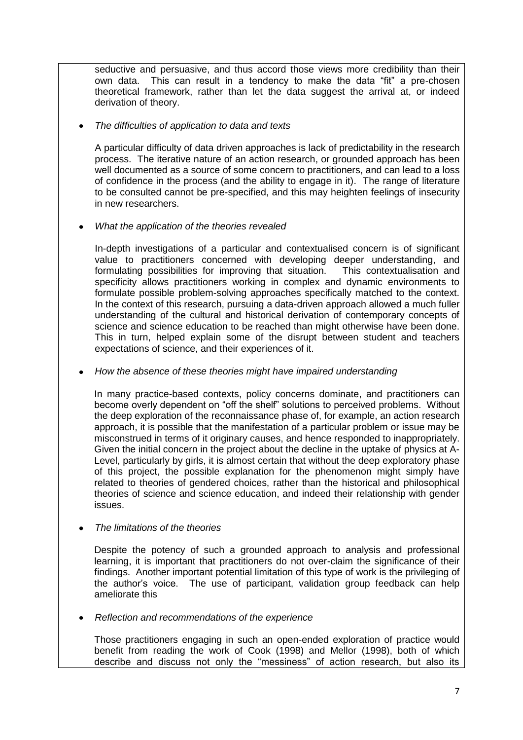seductive and persuasive, and thus accord those views more credibility than their own data. This can result in a tendency to make the data "fit" a pre-chosen theoretical framework, rather than let the data suggest the arrival at, or indeed derivation of theory.

- *The difficulties of application to data and texts*

  A particular difficulty of data driven approaches is lack of predictability in the research process. The iterative nature of an action research, or grounded approach has been well documented as a source of some concern to practitioners, and can lead to a loss of confidence in the process (and the ability to engage in it). The range of literature to be consulted cannot be pre-specified, and this may heighten feelings of insecurity in new researchers.

- *What the application of the theories revealed*

  In-depth investigations of a particular and contextualised concern is of significant value to practitioners concerned with developing deeper understanding, and formulating possibilities for improving that situation. This contextualisation and specificity allows practitioners working in complex and dynamic environments to formulate possible problem-solving approaches specifically matched to the context. In the context of this research, pursuing a data-driven approach allowed a much fuller understanding of the cultural and historical derivation of contemporary concepts of science and science education to be reached than might otherwise have been done. This in turn, helped explain some of the disrupt between student and teachers expectations of science, and their experiences of it.

- *How the absence of these theories might have impaired understanding*

  In many practice-based contexts, policy concerns dominate, and practitioners can become overly dependent on "off the shelf" solutions to perceived problems. Without the deep exploration of the reconnaissance phase of, for example, an action research approach, it is possible that the manifestation of a particular problem or issue may be misconstrued in terms of it originary causes, and hence responded to inappropriately. Given the initial concern in the project about the decline in the uptake of physics at A-Level, particularly by girls, it is almost certain that without the deep exploratory phase of this project, the possible explanation for the phenomenon might simply have related to theories of gendered choices, rather than the historical and philosophical theories of science and science education, and indeed their relationship with gender issues.

- *The limitations of the theories*

  Despite the potency of such a grounded approach to analysis and professional learning, it is important that practitioners do not over-claim the significance of their findings. Another important potential limitation of this type of work is the privileging of the author's voice. The use of participant, validation group feedback can help ameliorate this

- *Reflection and recommendations of the experience*

  Those practitioners engaging in such an open-ended exploration of practice would benefit from reading the work of Cook (1998) and Mellor (1998), both of which describe and discuss not only the "messiness" of action research, but also its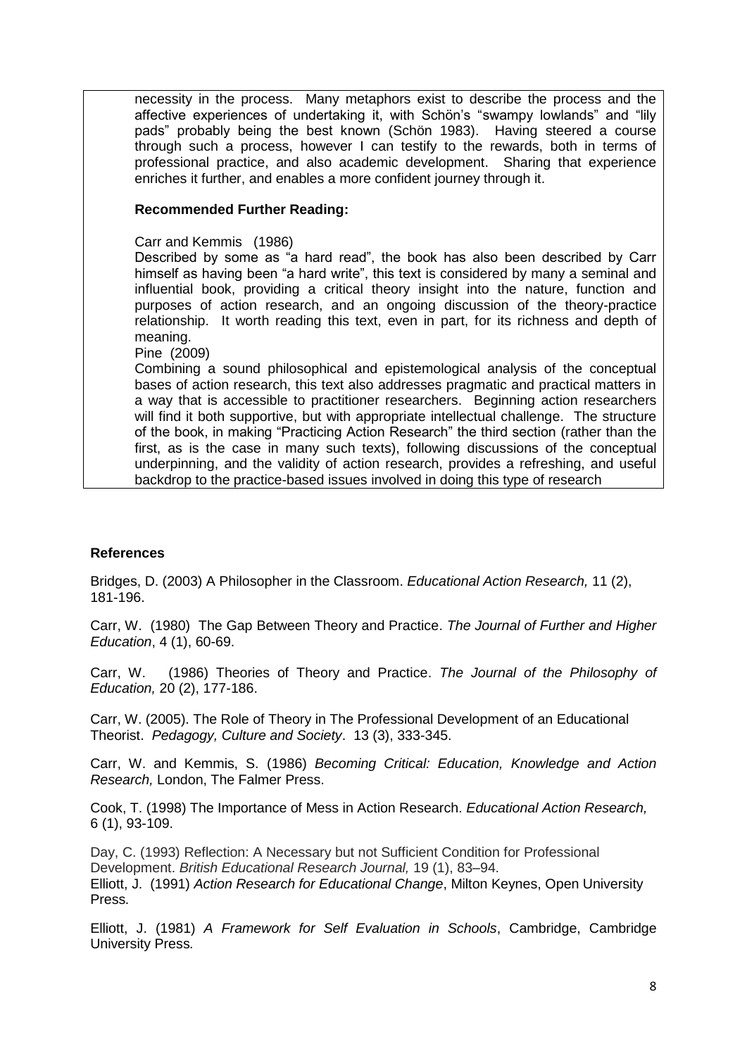necessity in the process. Many metaphors exist to describe the process and the affective experiences of undertaking it, with Schön's "swampy lowlands" and "lily pads" probably being the best known (Schön 1983). Having steered a course through such a process, however I can testify to the rewards, both in terms of professional practice, and also academic development. Sharing that experience enriches it further, and enables a more confident journey through it.

**Recommended Further Reading:**

Carr and Kemmis (1986)
Described by some as "a hard read", the book has also been described by Carr himself as having been "a hard write", this text is considered by many a seminal and influential book, providing a critical theory insight into the nature, function and purposes of action research, and an ongoing discussion of the theory-practice relationship. It worth reading this text, even in part, for its richness and depth of meaning.

Pine (2009)
Combining a sound philosophical and epistemological analysis of the conceptual bases of action research, this text also addresses pragmatic and practical matters in a way that is accessible to practitioner researchers. Beginning action researchers will find it both supportive, but with appropriate intellectual challenge. The structure of the book, in making "Practicing Action Research" the third section (rather than the first, as is the case in many such texts), following discussions of the conceptual underpinning, and the validity of action research, provides a refreshing, and useful backdrop to the practice-based issues involved in doing this type of research

## References

Bridges, D. (2003) A Philosopher in the Classroom. *Educational Action Research,* 11 (2), 181-196.

Carr, W. (1980) The Gap Between Theory and Practice. *The Journal of Further and Higher Education*, 4 (1), 60-69.

Carr, W. (1986) Theories of Theory and Practice. *The Journal of the Philosophy of Education,* 20 (2), 177-186.

Carr, W. (2005). The Role of Theory in The Professional Development of an Educational Theorist. *Pedagogy, Culture and Society*. 13 (3), 333-345.

Carr, W. and Kemmis, S. (1986) *Becoming Critical: Education, Knowledge and Action Research,* London, The Falmer Press.

Cook, T. (1998) The Importance of Mess in Action Research. *Educational Action Research,* 6 (1), 93-109.

Day, C. (1993) Reflection: A Necessary but not Sufficient Condition for Professional Development. *British Educational Research Journal,* 19 (1), 83–94.

Elliott, J. (1991) *Action Research for Educational Change*, Milton Keynes, Open University Press.

Elliott, J. (1981) *A Framework for Self Evaluation in Schools*, Cambridge, Cambridge University Press.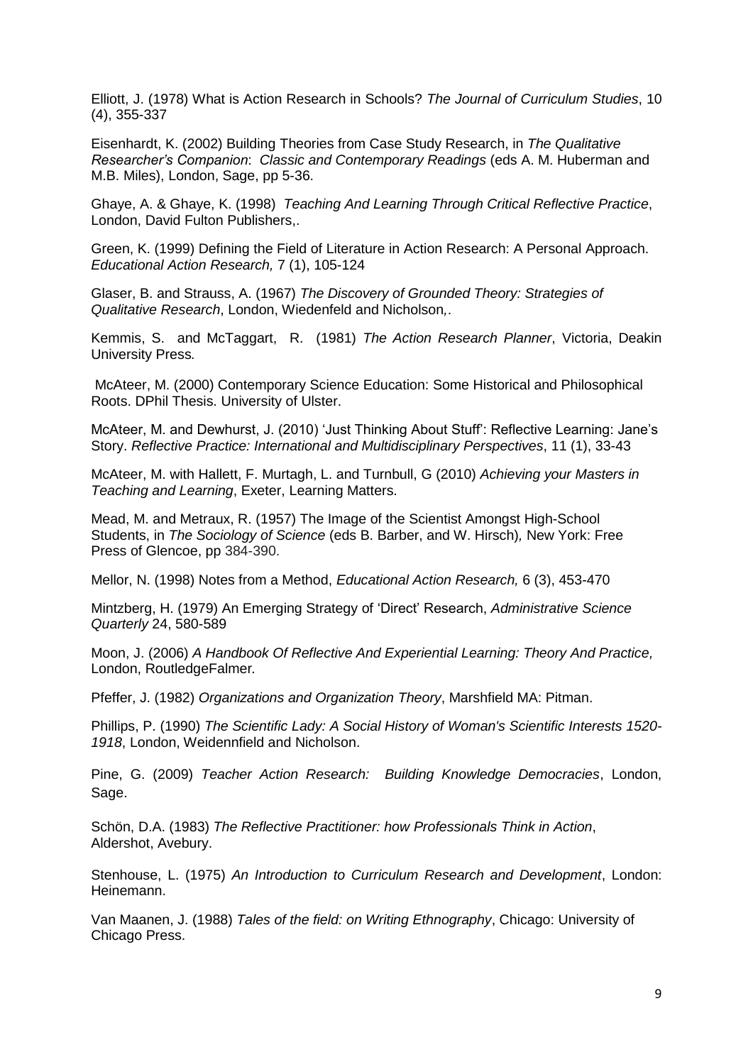Elliott, J. (1978) What is Action Research in Schools? *The Journal of Curriculum Studies*, 10 (4), 355-337

Eisenhardt, K. (2002) Building Theories from Case Study Research, in *The Qualitative Researcher's Companion*: *Classic and Contemporary Readings* (eds A. M. Huberman and M.B. Miles), London, Sage, pp 5-36.

Ghaye, A. & Ghaye, K. (1998) *Teaching And Learning Through Critical Reflective Practice*, London, David Fulton Publishers,.

Green, K. (1999) Defining the Field of Literature in Action Research: A Personal Approach. *Educational Action Research,* 7 (1), 105-124

Glaser, B. and Strauss, A. (1967) *The Discovery of Grounded Theory: Strategies of Qualitative Research*, London, Wiedenfeld and Nicholson,.

Kemmis, S. and McTaggart, R. (1981) *The Action Research Planner*, Victoria, Deakin University Press.

McAteer, M. (2000) Contemporary Science Education: Some Historical and Philosophical Roots. DPhil Thesis. University of Ulster.

McAteer, M. and Dewhurst, J. (2010) 'Just Thinking About Stuff': Reflective Learning: Jane's Story. *Reflective Practice: International and Multidisciplinary Perspectives*, 11 (1), 33-43

McAteer, M. with Hallett, F. Murtagh, L. and Turnbull, G (2010) *Achieving your Masters in Teaching and Learning*, Exeter, Learning Matters.

Mead, M. and Metraux, R. (1957) The Image of the Scientist Amongst High-School Students, in *The Sociology of Science* (eds B. Barber, and W. Hirsch)*,* New York: Free Press of Glencoe, pp 384-390.

Mellor, N. (1998) Notes from a Method, *Educational Action Research,* 6 (3), 453-470

Mintzberg, H. (1979) An Emerging Strategy of 'Direct' Research, *Administrative Science Quarterly* 24, 580-589

Moon, J. (2006) *A Handbook Of Reflective And Experiential Learning: Theory And Practice,* London, RoutledgeFalmer.

Pfeffer, J. (1982) *Organizations and Organization Theory*, Marshfield MA: Pitman.

Phillips, P. (1990) *The Scientific Lady: A Social History of Woman's Scientific Interests 1520-1918*, London, Weidennfield and Nicholson.

Pine, G. (2009) *Teacher Action Research: Building Knowledge Democracies*, London, Sage.

Schön, D.A. (1983) *The Reflective Practitioner: how Professionals Think in Action*, Aldershot, Avebury.

Stenhouse, L. (1975) *An Introduction to Curriculum Research and Development*, London: Heinemann.

Van Maanen, J. (1988) *Tales of the field: on Writing Ethnography*, Chicago: University of Chicago Press.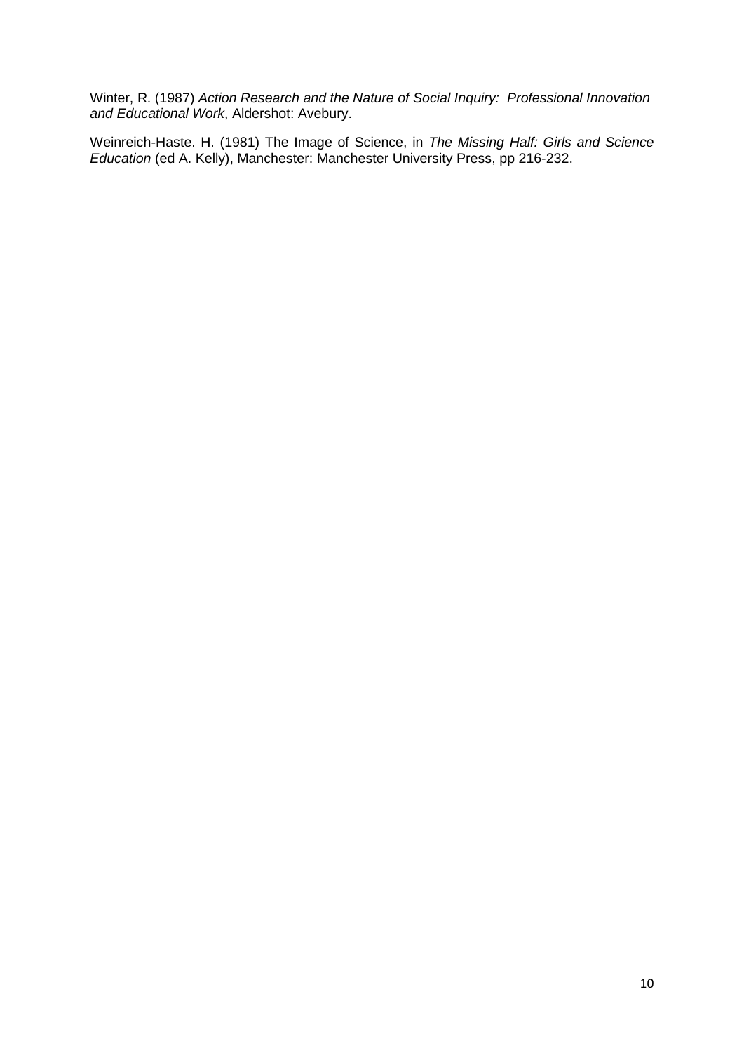Winter, R. (1987) *Action Research and the Nature of Social Inquiry: Professional Innovation and Educational Work*, Aldershot: Avebury.

Weinreich-Haste. H. (1981) The Image of Science, in *The Missing Half: Girls and Science Education* (ed A. Kelly), Manchester: Manchester University Press, pp 216-232.